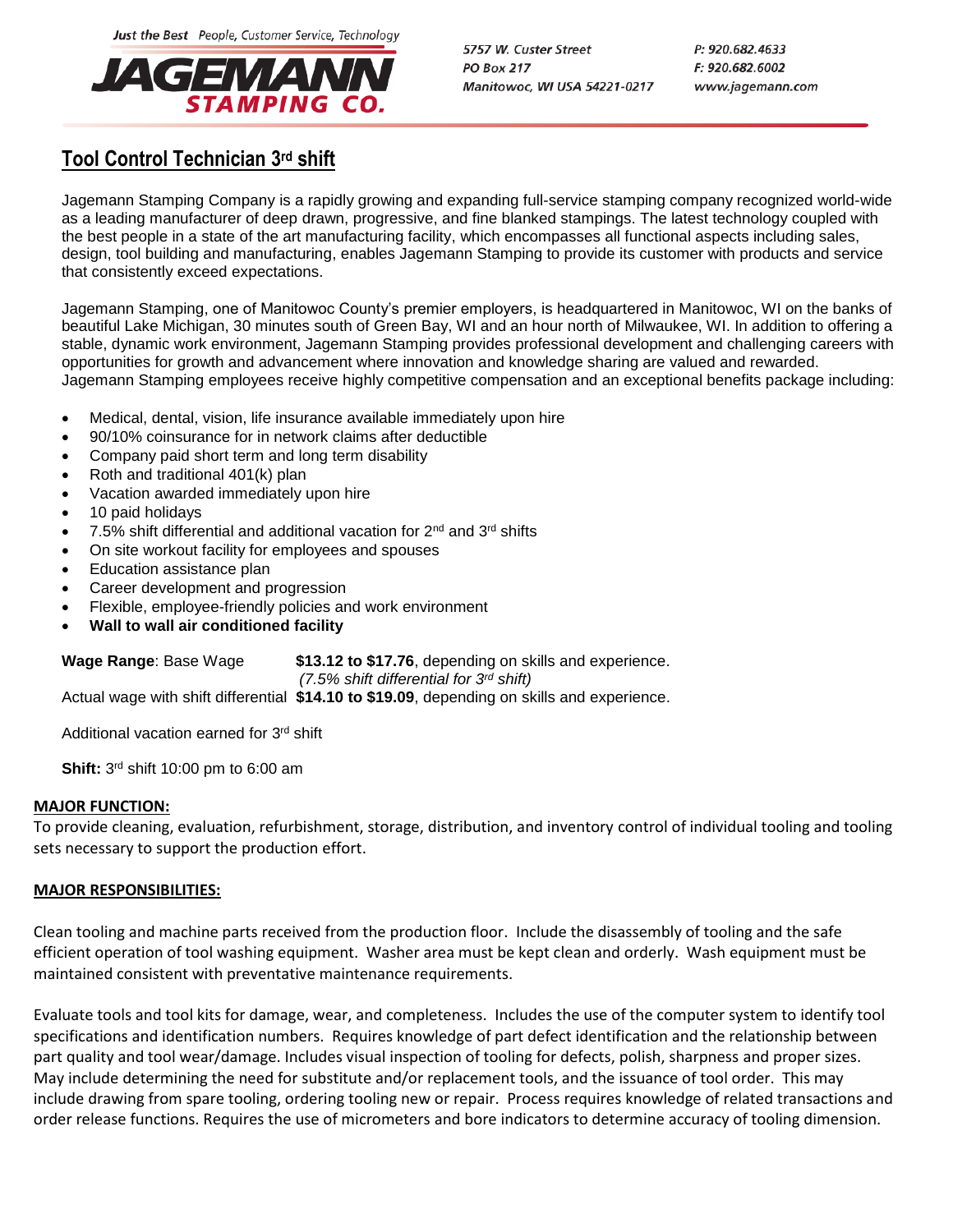Just the Best People, Customer Service, Technology

**JAGEMANN STAMPING CO.**

5757 W. Custer Street
PO Box 217
Manitowoc, WI USA 54221-0217

P: 920.682.4633
F: 920.682.6002
www.jagemann.com

# Tool Control Technician 3rd shift

Jagemann Stamping Company is a rapidly growing and expanding full-service stamping company recognized world-wide as a leading manufacturer of deep drawn, progressive, and fine blanked stampings. The latest technology coupled with the best people in a state of the art manufacturing facility, which encompasses all functional aspects including sales, design, tool building and manufacturing, enables Jagemann Stamping to provide its customer with products and service that consistently exceed expectations.

Jagemann Stamping, one of Manitowoc County's premier employers, is headquartered in Manitowoc, WI on the banks of beautiful Lake Michigan, 30 minutes south of Green Bay, WI and an hour north of Milwaukee, WI. In addition to offering a stable, dynamic work environment, Jagemann Stamping provides professional development and challenging careers with opportunities for growth and advancement where innovation and knowledge sharing are valued and rewarded. Jagemann Stamping employees receive highly competitive compensation and an exceptional benefits package including:

- Medical, dental, vision, life insurance available immediately upon hire
- 90/10% coinsurance for in network claims after deductible
- Company paid short term and long term disability
- Roth and traditional 401(k) plan
- Vacation awarded immediately upon hire
- 10 paid holidays
- 7.5% shift differential and additional vacation for 2nd and 3rd shifts
- On site workout facility for employees and spouses
- Education assistance plan
- Career development and progression
- Flexible, employee-friendly policies and work environment
- **Wall to wall air conditioned facility**

**Wage Range**: Base Wage **$13.12 to $17.76**, depending on skills and experience.
*(7.5% shift differential for 3rd shift)*
Actual wage with shift differential **$14.10 to $19.09**, depending on skills and experience.

Additional vacation earned for 3rd shift

**Shift:** 3rd shift 10:00 pm to 6:00 am

## MAJOR FUNCTION:

To provide cleaning, evaluation, refurbishment, storage, distribution, and inventory control of individual tooling and tooling sets necessary to support the production effort.

## MAJOR RESPONSIBILITIES:

Clean tooling and machine parts received from the production floor. Include the disassembly of tooling and the safe efficient operation of tool washing equipment. Washer area must be kept clean and orderly. Wash equipment must be maintained consistent with preventative maintenance requirements.

Evaluate tools and tool kits for damage, wear, and completeness. Includes the use of the computer system to identify tool specifications and identification numbers. Requires knowledge of part defect identification and the relationship between part quality and tool wear/damage. Includes visual inspection of tooling for defects, polish, sharpness and proper sizes. May include determining the need for substitute and/or replacement tools, and the issuance of tool order. This may include drawing from spare tooling, ordering tooling new or repair. Process requires knowledge of related transactions and order release functions. Requires the use of micrometers and bore indicators to determine accuracy of tooling dimension.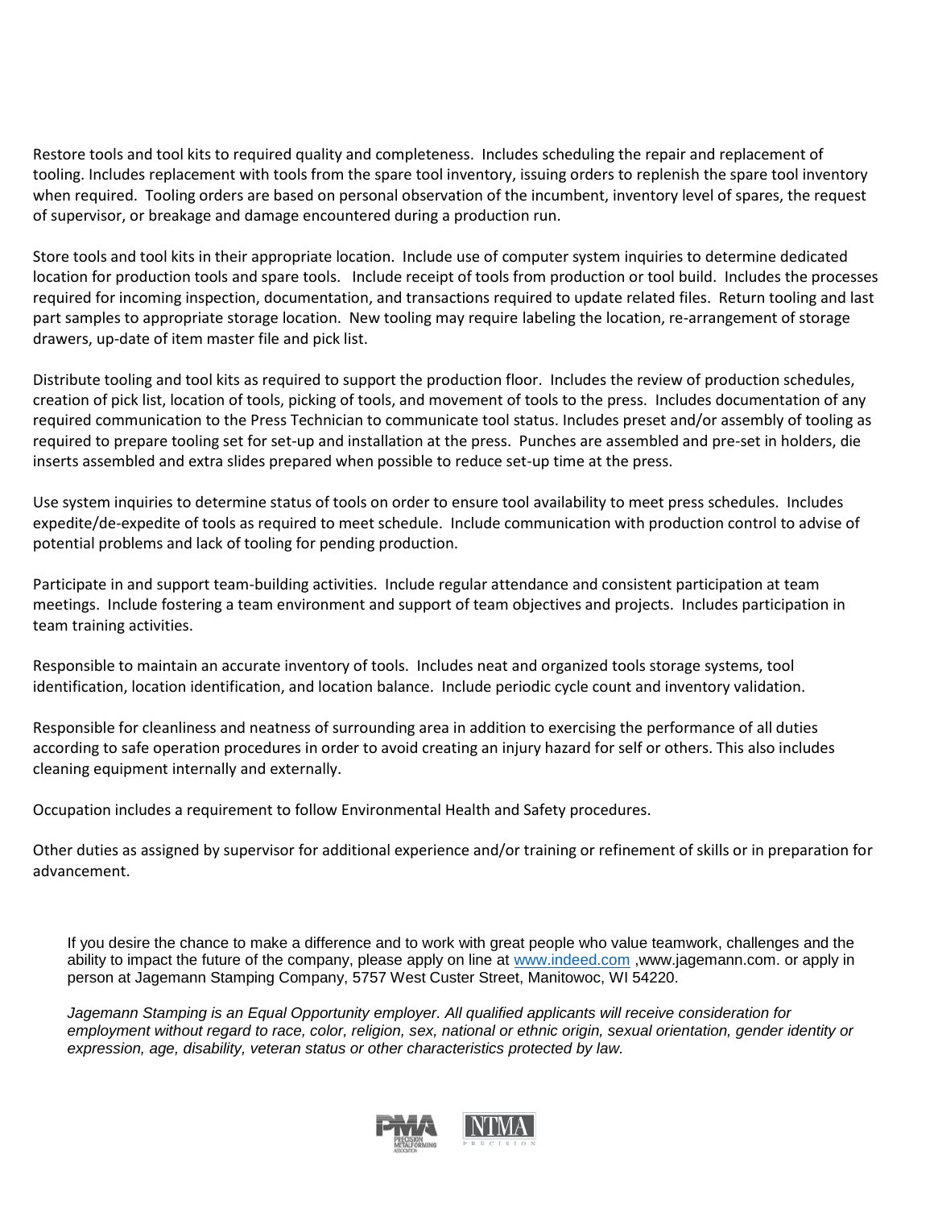Restore tools and tool kits to required quality and completeness. Includes scheduling the repair and replacement of tooling. Includes replacement with tools from the spare tool inventory, issuing orders to replenish the spare tool inventory when required. Tooling orders are based on personal observation of the incumbent, inventory level of spares, the request of supervisor, or breakage and damage encountered during a production run.

Store tools and tool kits in their appropriate location. Include use of computer system inquiries to determine dedicated location for production tools and spare tools. Include receipt of tools from production or tool build. Includes the processes required for incoming inspection, documentation, and transactions required to update related files. Return tooling and last part samples to appropriate storage location. New tooling may require labeling the location, re-arrangement of storage drawers, up-date of item master file and pick list.

Distribute tooling and tool kits as required to support the production floor. Includes the review of production schedules, creation of pick list, location of tools, picking of tools, and movement of tools to the press. Includes documentation of any required communication to the Press Technician to communicate tool status. Includes preset and/or assembly of tooling as required to prepare tooling set for set-up and installation at the press. Punches are assembled and pre-set in holders, die inserts assembled and extra slides prepared when possible to reduce set-up time at the press.

Use system inquiries to determine status of tools on order to ensure tool availability to meet press schedules. Includes expedite/de-expedite of tools as required to meet schedule. Include communication with production control to advise of potential problems and lack of tooling for pending production.

Participate in and support team-building activities. Include regular attendance and consistent participation at team meetings. Include fostering a team environment and support of team objectives and projects. Includes participation in team training activities.

Responsible to maintain an accurate inventory of tools. Includes neat and organized tools storage systems, tool identification, location identification, and location balance. Include periodic cycle count and inventory validation.

Responsible for cleanliness and neatness of surrounding area in addition to exercising the performance of all duties according to safe operation procedures in order to avoid creating an injury hazard for self or others. This also includes cleaning equipment internally and externally.

Occupation includes a requirement to follow Environmental Health and Safety procedures.

Other duties as assigned by supervisor for additional experience and/or training or refinement of skills or in preparation for advancement.

If you desire the chance to make a difference and to work with great people who value teamwork, challenges and the ability to impact the future of the company, please apply on line at www.indeed.com ,www.jagemann.com. or apply in person at Jagemann Stamping Company, 5757 West Custer Street, Manitowoc, WI 54220.

*Jagemann Stamping is an Equal Opportunity employer. All qualified applicants will receive consideration for employment without regard to race, color, religion, sex, national or ethnic origin, sexual orientation, gender identity or expression, age, disability, veteran status or other characteristics protected by law.*